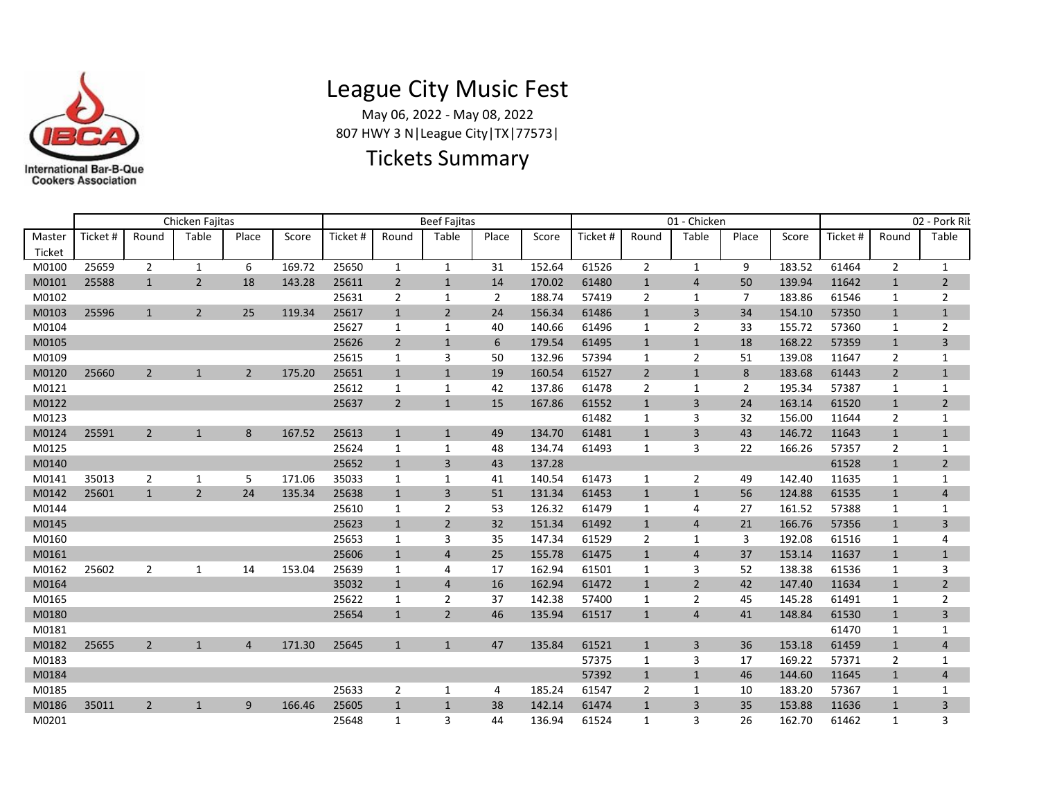# League City Music Fest

May 06, 2022 - May 08, 2022

807 HWY 3 N|League City|TX|77573|

## Tickets Summary

| | Chicken Fajitas | | | | | Beef Fajitas | | | | | 01 - Chicken | | | | | 02 - Pork Rib | | |
|---|---|---|---|---|---|---|---|---|---|---|---|---|---|---|---|---|---|---|
| Master Ticket | Ticket # | Round | Table | Place | Score | Ticket # | Round | Table | Place | Score | Ticket # | Round | Table | Place | Score | Ticket # | Round | Table |
| M0100 | 25659 | 2 | 1 | 6 | 169.72 | 25650 | 1 | 1 | 31 | 152.64 | 61526 | 2 | 1 | 9 | 183.52 | 61464 | 2 | 1 |
| M0101 | 25588 | 1 | 2 | 18 | 143.28 | 25611 | 2 | 1 | 14 | 170.02 | 61480 | 1 | 4 | 50 | 139.94 | 11642 | 1 | 2 |
| M0102 | | | | | | 25631 | 2 | 1 | 2 | 188.74 | 57419 | 2 | 1 | 7 | 183.86 | 61546 | 1 | 2 |
| M0103 | 25596 | 1 | 2 | 25 | 119.34 | 25617 | 1 | 2 | 24 | 156.34 | 61486 | 1 | 3 | 34 | 154.10 | 57350 | 1 | 1 |
| M0104 | | | | | | 25627 | 1 | 1 | 40 | 140.66 | 61496 | 1 | 2 | 33 | 155.72 | 57360 | 1 | 2 |
| M0105 | | | | | | 25626 | 2 | 1 | 6 | 179.54 | 61495 | 1 | 1 | 18 | 168.22 | 57359 | 1 | 3 |
| M0109 | | | | | | 25615 | 1 | 3 | 50 | 132.96 | 57394 | 1 | 2 | 51 | 139.08 | 11647 | 2 | 1 |
| M0120 | 25660 | 2 | 1 | 2 | 175.20 | 25651 | 1 | 1 | 19 | 160.54 | 61527 | 2 | 1 | 8 | 183.68 | 61443 | 2 | 1 |
| M0121 | | | | | | 25612 | 1 | 1 | 42 | 137.86 | 61478 | 2 | 1 | 2 | 195.34 | 57387 | 1 | 1 |
| M0122 | | | | | | 25637 | 2 | 1 | 15 | 167.86 | 61552 | 1 | 3 | 24 | 163.14 | 61520 | 1 | 2 |
| M0123 | | | | | | | | | | | 61482 | 1 | 3 | 32 | 156.00 | 11644 | 2 | 1 |
| M0124 | 25591 | 2 | 1 | 8 | 167.52 | 25613 | 1 | 1 | 49 | 134.70 | 61481 | 1 | 3 | 43 | 146.72 | 11643 | 1 | 1 |
| M0125 | | | | | | 25624 | 1 | 1 | 48 | 134.74 | 61493 | 1 | 3 | 22 | 166.26 | 57357 | 2 | 1 |
| M0140 | | | | | | 25652 | 1 | 3 | 43 | 137.28 | | | | | | 61528 | 1 | 2 |
| M0141 | 35013 | 2 | 1 | 5 | 171.06 | 35033 | 1 | 1 | 41 | 140.54 | 61473 | 1 | 2 | 49 | 142.40 | 11635 | 1 | 1 |
| M0142 | 25601 | 1 | 2 | 24 | 135.34 | 25638 | 1 | 3 | 51 | 131.34 | 61453 | 1 | 1 | 56 | 124.88 | 61535 | 1 | 4 |
| M0144 | | | | | | 25610 | 1 | 2 | 53 | 126.32 | 61479 | 1 | 4 | 27 | 161.52 | 57388 | 1 | 1 |
| M0145 | | | | | | 25623 | 1 | 2 | 32 | 151.34 | 61492 | 1 | 4 | 21 | 166.76 | 57356 | 1 | 3 |
| M0160 | | | | | | 25653 | 1 | 3 | 35 | 147.34 | 61529 | 2 | 1 | 3 | 192.08 | 61516 | 1 | 4 |
| M0161 | | | | | | 25606 | 1 | 4 | 25 | 155.78 | 61475 | 1 | 4 | 37 | 153.14 | 11637 | 1 | 1 |
| M0162 | 25602 | 2 | 1 | 14 | 153.04 | 25639 | 1 | 4 | 17 | 162.94 | 61501 | 1 | 3 | 52 | 138.38 | 61536 | 1 | 3 |
| M0164 | | | | | | 35032 | 1 | 4 | 16 | 162.94 | 61472 | 1 | 2 | 42 | 147.40 | 11634 | 1 | 2 |
| M0165 | | | | | | 25622 | 1 | 2 | 37 | 142.38 | 57400 | 1 | 2 | 45 | 145.28 | 61491 | 1 | 2 |
| M0180 | | | | | | 25654 | 1 | 2 | 46 | 135.94 | 61517 | 1 | 4 | 41 | 148.84 | 61530 | 1 | 3 |
| M0181 | | | | | | | | | | | | | | | | 61470 | 1 | 1 |
| M0182 | 25655 | 2 | 1 | 4 | 171.30 | 25645 | 1 | 1 | 47 | 135.84 | 61521 | 1 | 3 | 36 | 153.18 | 61459 | 1 | 4 |
| M0183 | | | | | | | | | | | 57375 | 1 | 3 | 17 | 169.22 | 57371 | 2 | 1 |
| M0184 | | | | | | | | | | | 57392 | 1 | 1 | 46 | 144.60 | 11645 | 1 | 4 |
| M0185 | | | | | | 25633 | 2 | 1 | 4 | 185.24 | 61547 | 2 | 1 | 10 | 183.20 | 57367 | 1 | 1 |
| M0186 | 35011 | 2 | 1 | 9 | 166.46 | 25605 | 1 | 1 | 38 | 142.14 | 61474 | 1 | 3 | 35 | 153.88 | 11636 | 1 | 3 |
| M0201 | | | | | | 25648 | 1 | 3 | 44 | 136.94 | 61524 | 1 | 3 | 26 | 162.70 | 61462 | 1 | 3 |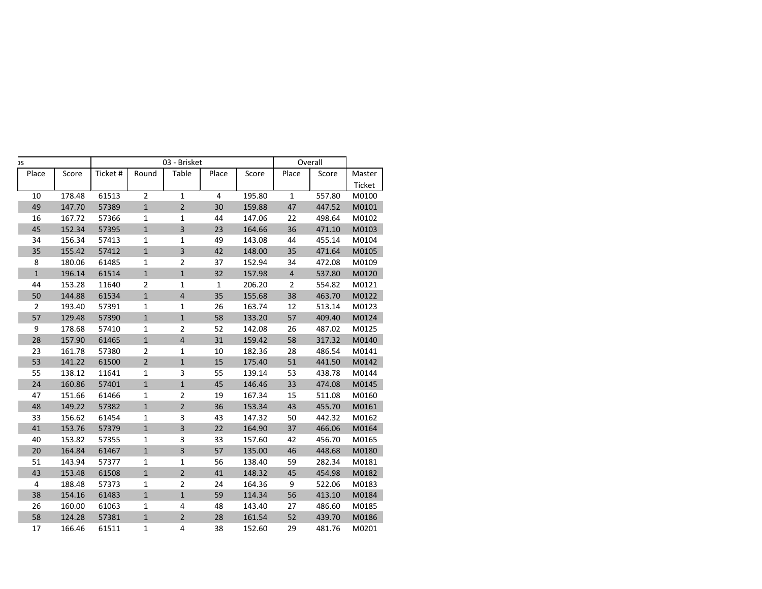| ps | | 03 - Brisket | | | | | Overall | | |
|---|---|---|---|---|---|---|---|---|---|
| Place | Score | Ticket # | Round | Table | Place | Score | Place | Score | Master Ticket |
| 10 | 178.48 | 61513 | 2 | 1 | 4 | 195.80 | 1 | 557.80 | M0100 |
| 49 | 147.70 | 57389 | 1 | 2 | 30 | 159.88 | 47 | 447.52 | M0101 |
| 16 | 167.72 | 57366 | 1 | 1 | 44 | 147.06 | 22 | 498.64 | M0102 |
| 45 | 152.34 | 57395 | 1 | 3 | 23 | 164.66 | 36 | 471.10 | M0103 |
| 34 | 156.34 | 57413 | 1 | 1 | 49 | 143.08 | 44 | 455.14 | M0104 |
| 35 | 155.42 | 57412 | 1 | 3 | 42 | 148.00 | 35 | 471.64 | M0105 |
| 8 | 180.06 | 61485 | 1 | 2 | 37 | 152.94 | 34 | 472.08 | M0109 |
| 1 | 196.14 | 61514 | 1 | 1 | 32 | 157.98 | 4 | 537.80 | M0120 |
| 44 | 153.28 | 11640 | 2 | 1 | 1 | 206.20 | 2 | 554.82 | M0121 |
| 50 | 144.88 | 61534 | 1 | 4 | 35 | 155.68 | 38 | 463.70 | M0122 |
| 2 | 193.40 | 57391 | 1 | 1 | 26 | 163.74 | 12 | 513.14 | M0123 |
| 57 | 129.48 | 57390 | 1 | 1 | 58 | 133.20 | 57 | 409.40 | M0124 |
| 9 | 178.68 | 57410 | 1 | 2 | 52 | 142.08 | 26 | 487.02 | M0125 |
| 28 | 157.90 | 61465 | 1 | 4 | 31 | 159.42 | 58 | 317.32 | M0140 |
| 23 | 161.78 | 57380 | 2 | 1 | 10 | 182.36 | 28 | 486.54 | M0141 |
| 53 | 141.22 | 61500 | 2 | 1 | 15 | 175.40 | 51 | 441.50 | M0142 |
| 55 | 138.12 | 11641 | 1 | 3 | 55 | 139.14 | 53 | 438.78 | M0144 |
| 24 | 160.86 | 57401 | 1 | 1 | 45 | 146.46 | 33 | 474.08 | M0145 |
| 47 | 151.66 | 61466 | 1 | 2 | 19 | 167.34 | 15 | 511.08 | M0160 |
| 48 | 149.22 | 57382 | 1 | 2 | 36 | 153.34 | 43 | 455.70 | M0161 |
| 33 | 156.62 | 61454 | 1 | 3 | 43 | 147.32 | 50 | 442.32 | M0162 |
| 41 | 153.76 | 57379 | 1 | 3 | 22 | 164.90 | 37 | 466.06 | M0164 |
| 40 | 153.82 | 57355 | 1 | 3 | 33 | 157.60 | 42 | 456.70 | M0165 |
| 20 | 164.84 | 61467 | 1 | 3 | 57 | 135.00 | 46 | 448.68 | M0180 |
| 51 | 143.94 | 57377 | 1 | 1 | 56 | 138.40 | 59 | 282.34 | M0181 |
| 43 | 153.48 | 61508 | 1 | 2 | 41 | 148.32 | 45 | 454.98 | M0182 |
| 4 | 188.48 | 57373 | 1 | 2 | 24 | 164.36 | 9 | 522.06 | M0183 |
| 38 | 154.16 | 61483 | 1 | 1 | 59 | 114.34 | 56 | 413.10 | M0184 |
| 26 | 160.00 | 61063 | 1 | 4 | 48 | 143.40 | 27 | 486.60 | M0185 |
| 58 | 124.28 | 57381 | 1 | 2 | 28 | 161.54 | 52 | 439.70 | M0186 |
| 17 | 166.46 | 61511 | 1 | 4 | 38 | 152.60 | 29 | 481.76 | M0201 |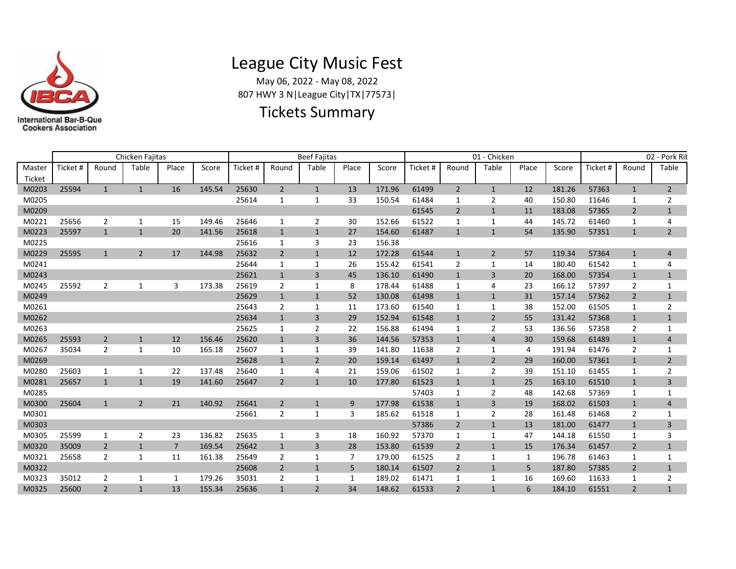# League City Music Fest

May 06, 2022 - May 08, 2022

807 HWY 3 N|League City|TX|77573|

## Tickets Summary

| | Chicken Fajitas | | | | | Beef Fajitas | | | | | 01 - Chicken | | | | | 02 - Pork Rib | | |
|---|---|---|---|---|---|---|---|---|---|---|---|---|---|---|---|---|---|---|
| Master Ticket | Ticket # | Round | Table | Place | Score | Ticket # | Round | Table | Place | Score | Ticket # | Round | Table | Place | Score | Ticket # | Round | Table |
| M0203 | 25594 | 1 | 1 | 16 | 145.54 | 25630 | 2 | 1 | 13 | 171.96 | 61499 | 2 | 1 | 12 | 181.26 | 57363 | 1 | 2 |
| M0205 | | | | | | 25614 | 1 | 1 | 33 | 150.54 | 61484 | 1 | 2 | 40 | 150.80 | 11646 | 1 | 2 |
| M0209 | | | | | | | | | | | 61545 | 2 | 1 | 11 | 183.08 | 57365 | 2 | 1 |
| M0221 | 25656 | 2 | 1 | 15 | 149.46 | 25646 | 1 | 2 | 30 | 152.66 | 61522 | 1 | 1 | 44 | 145.72 | 61460 | 1 | 4 |
| M0223 | 25597 | 1 | 1 | 20 | 141.56 | 25618 | 1 | 1 | 27 | 154.60 | 61487 | 1 | 1 | 54 | 135.90 | 57351 | 1 | 2 |
| M0225 | | | | | | 25616 | 1 | 3 | 23 | 156.38 | | | | | | | | |
| M0229 | 25595 | 1 | 2 | 17 | 144.98 | 25632 | 2 | 1 | 12 | 172.28 | 61544 | 1 | 2 | 57 | 119.34 | 57364 | 1 | 4 |
| M0241 | | | | | | 25644 | 1 | 1 | 26 | 155.42 | 61541 | 2 | 1 | 14 | 180.40 | 61542 | 1 | 4 |
| M0243 | | | | | | 25621 | 1 | 3 | 45 | 136.10 | 61490 | 1 | 3 | 20 | 168.00 | 57354 | 1 | 1 |
| M0245 | 25592 | 2 | 1 | 3 | 173.38 | 25619 | 2 | 1 | 8 | 178.44 | 61488 | 1 | 4 | 23 | 166.12 | 57397 | 2 | 1 |
| M0249 | | | | | | 25629 | 1 | 1 | 52 | 130.08 | 61498 | 1 | 1 | 31 | 157.14 | 57362 | 2 | 1 |
| M0261 | | | | | | 25643 | 2 | 1 | 11 | 173.60 | 61540 | 1 | 1 | 38 | 152.00 | 61505 | 1 | 2 |
| M0262 | | | | | | 25634 | 1 | 3 | 29 | 152.94 | 61548 | 1 | 2 | 55 | 131.42 | 57368 | 1 | 1 |
| M0263 | | | | | | 25625 | 1 | 2 | 22 | 156.88 | 61494 | 1 | 2 | 53 | 136.56 | 57358 | 2 | 1 |
| M0265 | 25593 | 2 | 1 | 12 | 156.46 | 25620 | 1 | 3 | 36 | 144.56 | 57353 | 1 | 4 | 30 | 159.68 | 61489 | 1 | 4 |
| M0267 | 35034 | 2 | 1 | 10 | 165.18 | 25607 | 1 | 1 | 39 | 141.80 | 11638 | 2 | 1 | 4 | 191.94 | 61476 | 2 | 1 |
| M0269 | | | | | | 25628 | 1 | 2 | 20 | 159.14 | 61497 | 1 | 2 | 29 | 160.00 | 57361 | 1 | 2 |
| M0280 | 25603 | 1 | 1 | 22 | 137.48 | 25640 | 1 | 4 | 21 | 159.06 | 61502 | 1 | 2 | 39 | 151.10 | 61455 | 1 | 2 |
| M0281 | 25657 | 1 | 1 | 19 | 141.60 | 25647 | 2 | 1 | 10 | 177.80 | 61523 | 1 | 1 | 25 | 163.10 | 61510 | 1 | 3 |
| M0285 | | | | | | | | | | | 57403 | 1 | 2 | 48 | 142.68 | 57369 | 1 | 1 |
| M0300 | 25604 | 1 | 2 | 21 | 140.92 | 25641 | 2 | 1 | 9 | 177.98 | 61538 | 1 | 3 | 19 | 168.02 | 61503 | 1 | 4 |
| M0301 | | | | | | 25661 | 2 | 1 | 3 | 185.62 | 61518 | 1 | 2 | 28 | 161.48 | 61468 | 2 | 1 |
| M0303 | | | | | | | | | | | 57386 | 2 | 1 | 13 | 181.00 | 61477 | 1 | 3 |
| M0305 | 25599 | 1 | 2 | 23 | 136.82 | 25635 | 1 | 3 | 18 | 160.92 | 57370 | 1 | 1 | 47 | 144.18 | 61550 | 1 | 3 |
| M0320 | 35009 | 2 | 1 | 7 | 169.54 | 25642 | 1 | 3 | 28 | 153.80 | 61539 | 2 | 1 | 15 | 176.34 | 61457 | 2 | 1 |
| M0321 | 25658 | 2 | 1 | 11 | 161.38 | 25649 | 2 | 1 | 7 | 179.00 | 61525 | 2 | 1 | 1 | 196.78 | 61463 | 1 | 1 |
| M0322 | | | | | | 25608 | 2 | 1 | 5 | 180.14 | 61507 | 2 | 1 | 5 | 187.80 | 57385 | 2 | 1 |
| M0323 | 35012 | 2 | 1 | 1 | 179.26 | 35031 | 2 | 1 | 1 | 189.02 | 61471 | 1 | 1 | 16 | 169.60 | 11633 | 1 | 2 |
| M0325 | 25600 | 2 | 1 | 13 | 155.34 | 25636 | 1 | 2 | 34 | 148.62 | 61533 | 2 | 1 | 6 | 184.10 | 61551 | 2 | 1 |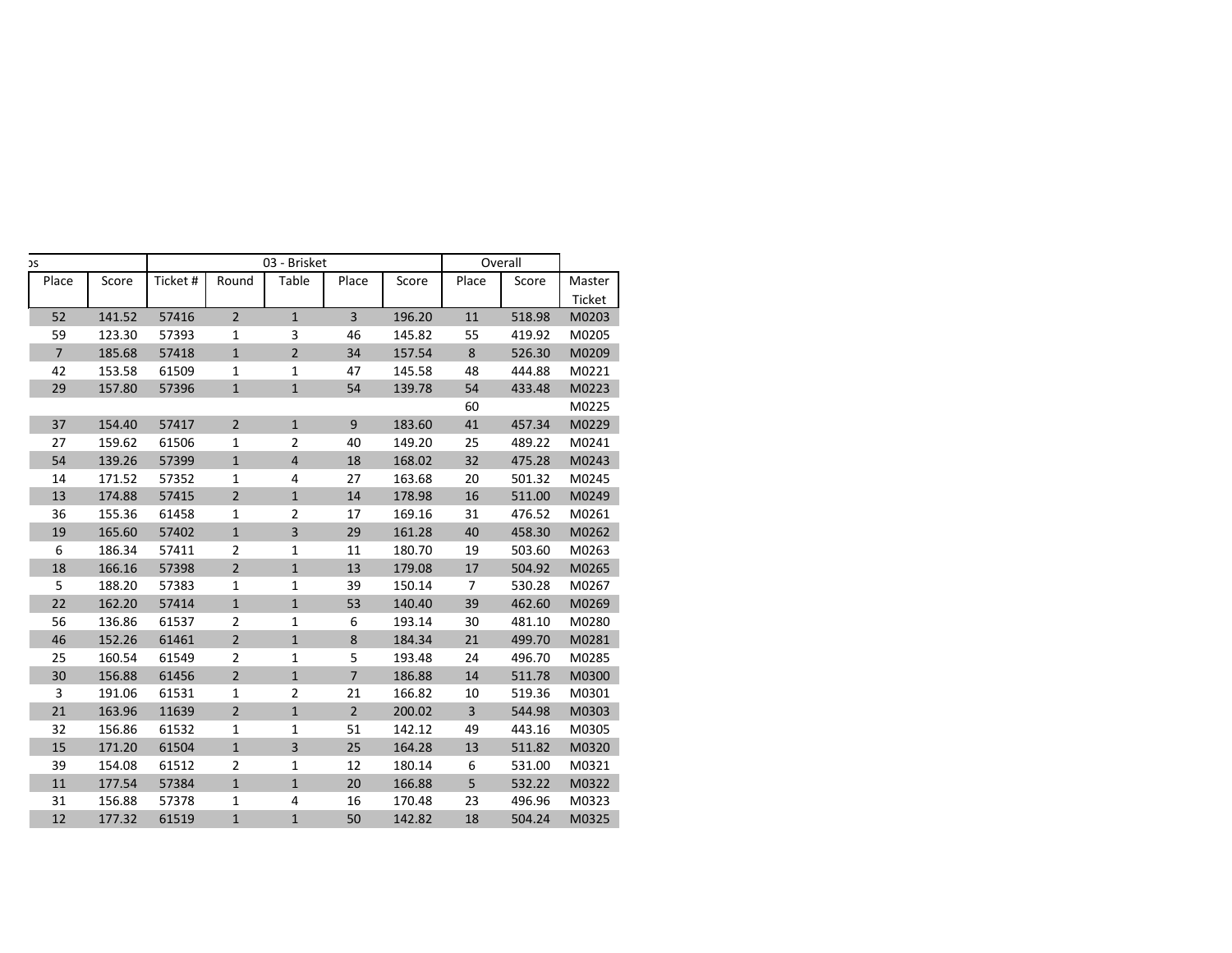| ps | | 03 - Brisket | | | | | Overall | | |
|---|---|---|---|---|---|---|---|---|---|
| Place | Score | Ticket # | Round | Table | Place | Score | Place | Score | Master Ticket |
| 52 | 141.52 | 57416 | 2 | 1 | 3 | 196.20 | 11 | 518.98 | M0203 |
| 59 | 123.30 | 57393 | 1 | 3 | 46 | 145.82 | 55 | 419.92 | M0205 |
| 7 | 185.68 | 57418 | 1 | 2 | 34 | 157.54 | 8 | 526.30 | M0209 |
| 42 | 153.58 | 61509 | 1 | 1 | 47 | 145.58 | 48 | 444.88 | M0221 |
| 29 | 157.80 | 57396 | 1 | 1 | 54 | 139.78 | 54 | 433.48 | M0223 |
| | | | | | | | 60 | | M0225 |
| 37 | 154.40 | 57417 | 2 | 1 | 9 | 183.60 | 41 | 457.34 | M0229 |
| 27 | 159.62 | 61506 | 1 | 2 | 40 | 149.20 | 25 | 489.22 | M0241 |
| 54 | 139.26 | 57399 | 1 | 4 | 18 | 168.02 | 32 | 475.28 | M0243 |
| 14 | 171.52 | 57352 | 1 | 4 | 27 | 163.68 | 20 | 501.32 | M0245 |
| 13 | 174.88 | 57415 | 2 | 1 | 14 | 178.98 | 16 | 511.00 | M0249 |
| 36 | 155.36 | 61458 | 1 | 2 | 17 | 169.16 | 31 | 476.52 | M0261 |
| 19 | 165.60 | 57402 | 1 | 3 | 29 | 161.28 | 40 | 458.30 | M0262 |
| 6 | 186.34 | 57411 | 2 | 1 | 11 | 180.70 | 19 | 503.60 | M0263 |
| 18 | 166.16 | 57398 | 2 | 1 | 13 | 179.08 | 17 | 504.92 | M0265 |
| 5 | 188.20 | 57383 | 1 | 1 | 39 | 150.14 | 7 | 530.28 | M0267 |
| 22 | 162.20 | 57414 | 1 | 1 | 53 | 140.40 | 39 | 462.60 | M0269 |
| 56 | 136.86 | 61537 | 2 | 1 | 6 | 193.14 | 30 | 481.10 | M0280 |
| 46 | 152.26 | 61461 | 2 | 1 | 8 | 184.34 | 21 | 499.70 | M0281 |
| 25 | 160.54 | 61549 | 2 | 1 | 5 | 193.48 | 24 | 496.70 | M0285 |
| 30 | 156.88 | 61456 | 2 | 1 | 7 | 186.88 | 14 | 511.78 | M0300 |
| 3 | 191.06 | 61531 | 1 | 2 | 21 | 166.82 | 10 | 519.36 | M0301 |
| 21 | 163.96 | 11639 | 2 | 1 | 2 | 200.02 | 3 | 544.98 | M0303 |
| 32 | 156.86 | 61532 | 1 | 1 | 51 | 142.12 | 49 | 443.16 | M0305 |
| 15 | 171.20 | 61504 | 1 | 3 | 25 | 164.28 | 13 | 511.82 | M0320 |
| 39 | 154.08 | 61512 | 2 | 1 | 12 | 180.14 | 6 | 531.00 | M0321 |
| 11 | 177.54 | 57384 | 1 | 1 | 20 | 166.88 | 5 | 532.22 | M0322 |
| 31 | 156.88 | 57378 | 1 | 4 | 16 | 170.48 | 23 | 496.96 | M0323 |
| 12 | 177.32 | 61519 | 1 | 1 | 50 | 142.82 | 18 | 504.24 | M0325 |